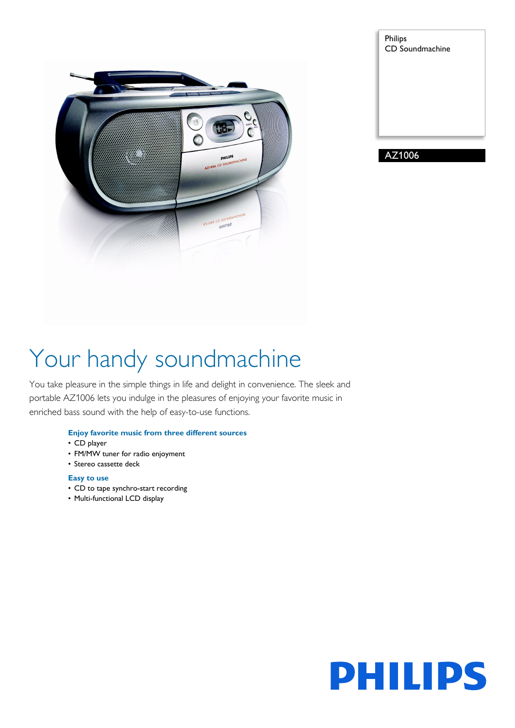Philips
CD Soundmachine

AZ1006

# Your handy soundmachine

You take pleasure in the simple things in life and delight in convenience. The sleek and portable AZ1006 lets you indulge in the pleasures of enjoying your favorite music in enriched bass sound with the help of easy-to-use functions.

### Enjoy favorite music from three different sources

- CD player
- FM/MW tuner for radio enjoyment
- Stereo cassette deck

### Easy to use

- CD to tape synchro-start recording
- Multi-functional LCD display

PHILIPS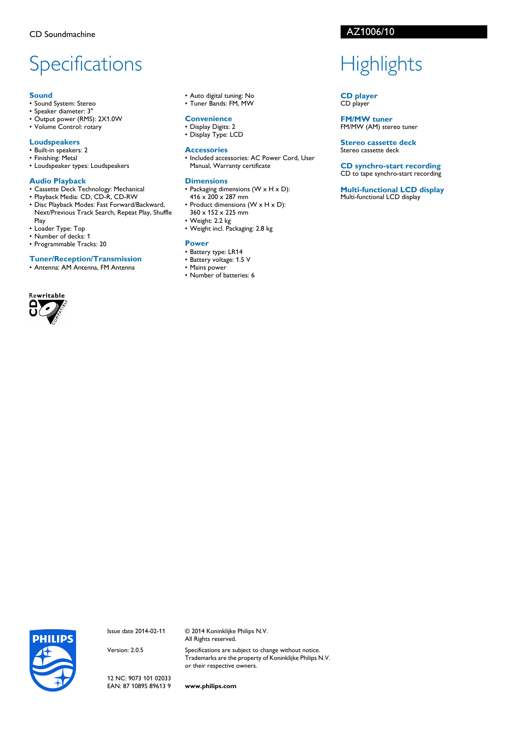CD Soundmachine

AZ1006/10

# Specifications

### Sound
- Sound System: Stereo
- Speaker diameter: 3"
- Output power (RMS): 2X1.0W
- Volume Control: rotary

### Loudspeakers
- Built-in speakers: 2
- Finishing: Metal
- Loudspeaker types: Loudspeakers

### Audio Playback
- Cassette Deck Technology: Mechanical
- Playback Media: CD, CD-R, CD-RW
- Disc Playback Modes: Fast Forward/Backward, Next/Previous Track Search, Repeat Play, Shuffle Play
- Loader Type: Top
- Number of decks: 1
- Programmable Tracks: 20

### Tuner/Reception/Transmission
- Antenna: AM Antenna, FM Antenna
- Auto digital tuning: No
- Tuner Bands: FM, MW

### Convenience
- Display Digits: 2
- Display Type: LCD

### Accessories
- Included accessories: AC Power Cord, User Manual, Warranty certificate

### Dimensions
- Packaging dimensions (W x H x D): 416 x 200 x 287 mm
- Product dimensions (W x H x D): 360 x 152 x 225 mm
- Weight: 2.2 kg
- Weight incl. Packaging: 2.8 kg

### Power
- Battery type: LR14
- Battery voltage: 1.5 V
- Mains power
- Number of batteries: 6

Rewritable CD COMPATIBLE

# Highlights

### CD player
CD player

### FM/MW tuner
FM/MW (AM) stereo tuner

### Stereo cassette deck
Stereo cassette deck

### CD synchro-start recording
CD to tape synchro-start recording

### Multi-functional LCD display
Multi-functional LCD display

PHILIPS

Issue date 2014-02-11

Version: 2.0.5

12 NC: 9073 101 02033
EAN: 87 10895 89613 9

© 2014 Koninklijke Philips N.V.
All Rights reserved.

Specifications are subject to change without notice. Trademarks are the property of Koninklijke Philips N.V. or their respective owners.

**www.philips.com**